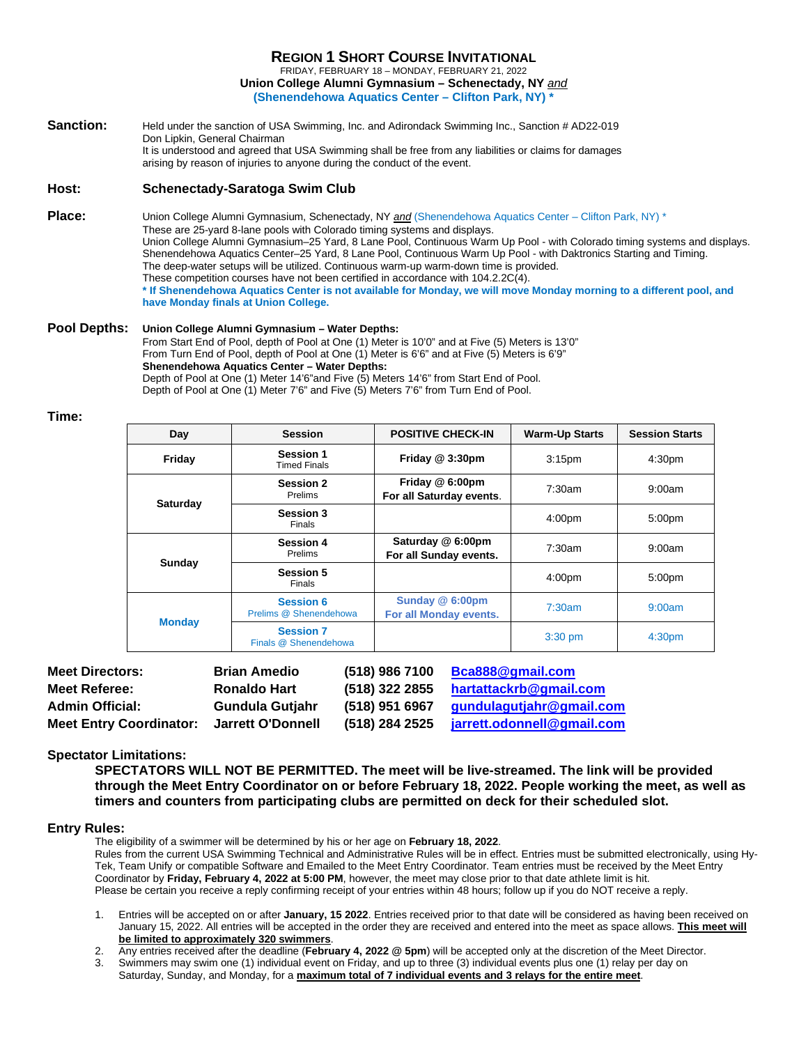# REGION 1 SHORT COURSE INVITATIONAL

FRIDAY, FEBRUARY 18 – MONDAY, FEBRUARY 21, 2022

**Union College Alumni Gymnasium – Schenectady, NY** *and*

**(Shenendehowa Aquatics Center – Clifton Park, NY) ***

**Sanction:** Held under the sanction of USA Swimming, Inc. and Adirondack Swimming Inc., Sanction # AD22-019
Don Lipkin, General Chairman
It is understood and agreed that USA Swimming shall be free from any liabilities or claims for damages arising by reason of injuries to anyone during the conduct of the event.

**Host:** **Schenectady-Saratoga Swim Club**

**Place:** Union College Alumni Gymnasium, Schenectady, NY *and* (Shenendehowa Aquatics Center – Clifton Park, NY) *
These are 25-yard 8-lane pools with Colorado timing systems and displays.
Union College Alumni Gymnasium–25 Yard, 8 Lane Pool, Continuous Warm Up Pool - with Colorado timing systems and displays.
Shenendehowa Aquatics Center–25 Yard, 8 Lane Pool, Continuous Warm Up Pool - with Daktronics Starting and Timing.
The deep-water setups will be utilized. Continuous warm-up warm-down time is provided.
These competition courses have not been certified in accordance with 104.2.2C(4).
**\* If Shenendehowa Aquatics Center is not available for Monday, we will move Monday morning to a different pool, and have Monday finals at Union College.**

**Pool Depths:** **Union College Alumni Gymnasium – Water Depths:**
From Start End of Pool, depth of Pool at One (1) Meter is 10'0" and at Five (5) Meters is 13'0"
From Turn End of Pool, depth of Pool at One (1) Meter is 6'6" and at Five (5) Meters is 6'9"
**Shenendehowa Aquatics Center – Water Depths:**
Depth of Pool at One (1) Meter 14'6"and Five (5) Meters 14'6" from Start End of Pool.
Depth of Pool at One (1) Meter 7'6" and Five (5) Meters 7'6" from Turn End of Pool.

**Time:**

| Day | Session | POSITIVE CHECK-IN | Warm-Up Starts | Session Starts |
|---|---|---|---|---|
| **Friday** | **Session 1** Timed Finals | **Friday @ 3:30pm** | 3:15pm | 4:30pm |
| **Saturday** | **Session 2** Prelims | **Friday @ 6:00pm For all Saturday events.** | 7:30am | 9:00am |
| | **Session 3** Finals | | 4:00pm | 5:00pm |
| **Sunday** | **Session 4** Prelims | **Saturday @ 6:00pm For all Sunday events.** | 7:30am | 9:00am |
| | **Session 5** Finals | | 4:00pm | 5:00pm |
| **Monday** | **Session 6** Prelims @ Shenendehowa | **Sunday @ 6:00pm For all Monday events.** | 7:30am | 9:00am |
| | **Session 7** Finals @ Shenendehowa | | 3:30 pm | 4:30pm |

| | | | |
|---|---|---|---|
| **Meet Directors:** | **Brian Amedio** | **(518) 986 7100** | **Bca888@gmail.com** |
| **Meet Referee:** | **Ronaldo Hart** | **(518) 322 2855** | **hartattackrb@gmail.com** |
| **Admin Official:** | **Gundula Gutjahr** | **(518) 951 6967** | **gundulagutjahr@gmail.com** |
| **Meet Entry Coordinator:** | **Jarrett O'Donnell** | **(518) 284 2525** | **jarrett.odonnell@gmail.com** |

**Spectator Limitations:**

**SPECTATORS WILL NOT BE PERMITTED. The meet will be live-streamed. The link will be provided through the Meet Entry Coordinator on or before February 18, 2022. People working the meet, as well as timers and counters from participating clubs are permitted on deck for their scheduled slot.**

**Entry Rules:**

The eligibility of a swimmer will be determined by his or her age on **February 18, 2022**.
Rules from the current USA Swimming Technical and Administrative Rules will be in effect. Entries must be submitted electronically, using Hy-Tek, Team Unify or compatible Software and Emailed to the Meet Entry Coordinator. Team entries must be received by the Meet Entry Coordinator by **Friday, February 4, 2022 at 5:00 PM**, however, the meet may close prior to that date athlete limit is hit.
Please be certain you receive a reply confirming receipt of your entries within 48 hours; follow up if you do NOT receive a reply.

1. Entries will be accepted on or after **January, 15 2022**. Entries received prior to that date will be considered as having been received on January 15, 2022. All entries will be accepted in the order they are received and entered into the meet as space allows. **This meet will be limited to approximately 320 swimmers**.
2. Any entries received after the deadline (**February 4, 2022 @ 5pm**) will be accepted only at the discretion of the Meet Director.
3. Swimmers may swim one (1) individual event on Friday, and up to three (3) individual events plus one (1) relay per day on Saturday, Sunday, and Monday, for a **maximum total of 7 individual events and 3 relays for the entire meet**.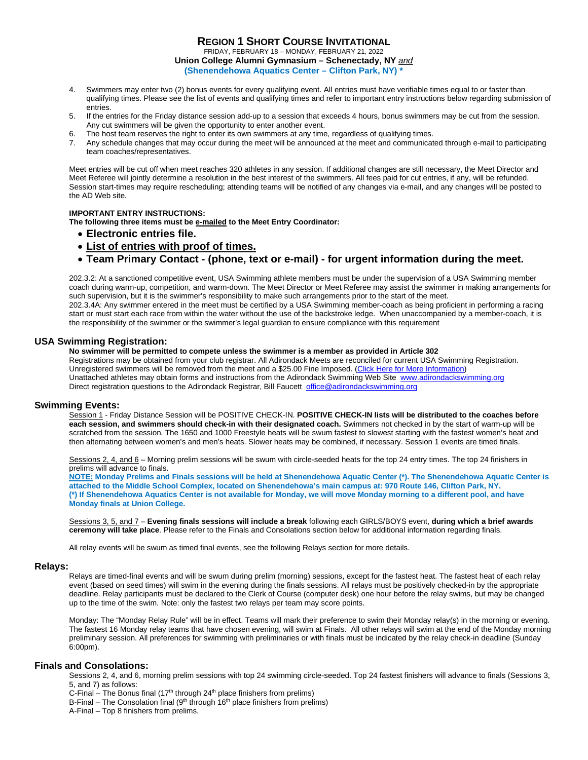4. Swimmers may enter two (2) bonus events for every qualifying event. All entries must have verifiable times equal to or faster than qualifying times. Please see the list of events and qualifying times and refer to important entry instructions below regarding submission of entries.
5. If the entries for the Friday distance session add-up to a session that exceeds 4 hours, bonus swimmers may be cut from the session. Any cut swimmers will be given the opportunity to enter another event.
6. The host team reserves the right to enter its own swimmers at any time, regardless of qualifying times.
7. Any schedule changes that may occur during the meet will be announced at the meet and communicated through e-mail to participating team coaches/representatives.

Meet entries will be cut off when meet reaches 320 athletes in any session. If additional changes are still necessary, the Meet Director and Meet Referee will jointly determine a resolution in the best interest of the swimmers. All fees paid for cut entries, if any, will be refunded. Session start-times may require rescheduling; attending teams will be notified of any changes via e-mail, and any changes will be posted to the AD Web site.

**IMPORTANT ENTRY INSTRUCTIONS:**
**The following three items must be e-mailed to the Meet Entry Coordinator:**

- **Electronic entries file.**
- **List of entries with proof of times.**
- **Team Primary Contact - (phone, text or e-mail) - for urgent information during the meet.**

202.3.2: At a sanctioned competitive event, USA Swimming athlete members must be under the supervision of a USA Swimming member coach during warm-up, competition, and warm-down. The Meet Director or Meet Referee may assist the swimmer in making arrangements for such supervision, but it is the swimmer's responsibility to make such arrangements prior to the start of the meet.
202.3.4A: Any swimmer entered in the meet must be certified by a USA Swimming member-coach as being proficient in performing a racing start or must start each race from within the water without the use of the backstroke ledge. When unaccompanied by a member-coach, it is the responsibility of the swimmer or the swimmer's legal guardian to ensure compliance with this requirement

## USA Swimming Registration:

**No swimmer will be permitted to compete unless the swimmer is a member as provided in Article 302**
Registrations may be obtained from your club registrar. All Adirondack Meets are reconciled for current USA Swimming Registration. Unregistered swimmers will be removed from the meet and a $25.00 Fine Imposed. (Click Here for More Information)
Unattached athletes may obtain forms and instructions from the Adirondack Swimming Web Site www.adirondackswimming.org
Direct registration questions to the Adirondack Registrar, Bill Faucett office@adirondackswimming.org

## Swimming Events:

Session 1 - Friday Distance Session will be POSITIVE CHECK-IN. **POSITIVE CHECK-IN lists will be distributed to the coaches before each session, and swimmers should check-in with their designated coach.** Swimmers not checked in by the start of warm-up will be scratched from the session. The 1650 and 1000 Freestyle heats will be swum fastest to slowest starting with the fastest women's heat and then alternating between women's and men's heats. Slower heats may be combined, if necessary. Session 1 events are timed finals.

Sessions 2, 4, and 6 – Morning prelim sessions will be swum with circle-seeded heats for the top 24 entry times. The top 24 finishers in prelims will advance to finals.
**NOTE: Monday Prelims and Finals sessions will be held at Shenendehowa Aquatic Center (\*). The Shenendehowa Aquatic Center is attached to the Middle School Complex, located on Shenendehowa's main campus at: 970 Route 146, Clifton Park, NY.**
**(\*) If Shenendehowa Aquatics Center is not available for Monday, we will move Monday morning to a different pool, and have Monday finals at Union College.**

Sessions 3, 5, and 7 – **Evening finals sessions will include a break** following each GIRLS/BOYS event, **during which a brief awards ceremony will take place**. Please refer to the Finals and Consolations section below for additional information regarding finals.

All relay events will be swum as timed final events, see the following Relays section for more details.

## Relays:

Relays are timed-final events and will be swum during prelim (morning) sessions, except for the fastest heat. The fastest heat of each relay event (based on seed times) will swim in the evening during the finals sessions. All relays must be positively checked-in by the appropriate deadline. Relay participants must be declared to the Clerk of Course (computer desk) one hour before the relay swims, but may be changed up to the time of the swim. Note: only the fastest two relays per team may score points.

Monday: The "Monday Relay Rule" will be in effect. Teams will mark their preference to swim their Monday relay(s) in the morning or evening. The fastest 16 Monday relay teams that have chosen evening, will swim at Finals. All other relays will swim at the end of the Monday morning preliminary session. All preferences for swimming with preliminaries or with finals must be indicated by the relay check-in deadline (Sunday 6:00pm).

## Finals and Consolations:

Sessions 2, 4, and 6, morning prelim sessions with top 24 swimming circle-seeded. Top 24 fastest finishers will advance to finals (Sessions 3, 5, and 7) as follows:
C-Final – The Bonus final (17th through 24th place finishers from prelims)
B-Final – The Consolation final (9th through 16th place finishers from prelims)
A-Final – Top 8 finishers from prelims.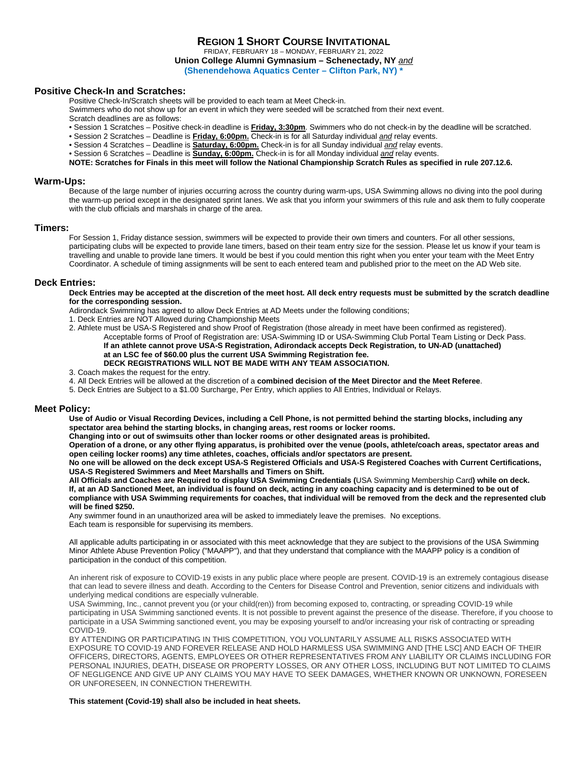# Region 1 Short Course Invitational

FRIDAY, FEBRUARY 18 – MONDAY, FEBRUARY 21, 2022

**Union College Alumni Gymnasium – Schenectady, NY** ***and***

**(Shenendehowa Aquatics Center – Clifton Park, NY) \***

## Positive Check-In and Scratches:

Positive Check-In/Scratch sheets will be provided to each team at Meet Check-in.

Swimmers who do not show up for an event in which they were seeded will be scratched from their next event.

Scratch deadlines are as follows:

- Session 1 Scratches – Positive check-in deadline is **Friday, 3:30pm**. Swimmers who do not check-in by the deadline will be scratched.
- Session 2 Scratches – Deadline is **Friday, 6:00pm.** Check-in is for all Saturday individual *and* relay events.
- Session 4 Scratches – Deadline is **Saturday, 6:00pm.** Check-in is for all Sunday individual *and* relay events.
- Session 6 Scratches – Deadline is **Sunday, 6:00pm.** Check-in is for all Monday individual *and* relay events.

**NOTE: Scratches for Finals in this meet will follow the National Championship Scratch Rules as specified in rule 207.12.6.**

## Warm-Ups:

Because of the large number of injuries occurring across the country during warm-ups, USA Swimming allows no diving into the pool during the warm-up period except in the designated sprint lanes. We ask that you inform your swimmers of this rule and ask them to fully cooperate with the club officials and marshals in charge of the area.

## Timers:

For Session 1, Friday distance session, swimmers will be expected to provide their own timers and counters. For all other sessions, participating clubs will be expected to provide lane timers, based on their team entry size for the session. Please let us know if your team is travelling and unable to provide lane timers. It would be best if you could mention this right when you enter your team with the Meet Entry Coordinator. A schedule of timing assignments will be sent to each entered team and published prior to the meet on the AD Web site.

## Deck Entries:

**Deck Entries may be accepted at the discretion of the meet host. All deck entry requests must be submitted by the scratch deadline for the corresponding session.**

Adirondack Swimming has agreed to allow Deck Entries at AD Meets under the following conditions;

1. Deck Entries are NOT Allowed during Championship Meets
2. Athlete must be USA-S Registered and show Proof of Registration (those already in meet have been confirmed as registered).
   Acceptable forms of Proof of Registration are: USA-Swimming ID or USA-Swimming Club Portal Team Listing or Deck Pass.
   **If an athlete cannot prove USA-S Registration, Adirondack accepts Deck Registration, to UN-AD (unattached) at an LSC fee of $60.00 plus the current USA Swimming Registration fee.**
   **DECK REGISTRATIONS WILL NOT BE MADE WITH ANY TEAM ASSOCIATION.**
3. Coach makes the request for the entry.
4. All Deck Entries will be allowed at the discretion of a **combined decision of the Meet Director and the Meet Referee**.
5. Deck Entries are Subject to a $1.00 Surcharge, Per Entry, which applies to All Entries, Individual or Relays.

## Meet Policy:

**Use of Audio or Visual Recording Devices, including a Cell Phone, is not permitted behind the starting blocks, including any spectator area behind the starting blocks, in changing areas, rest rooms or locker rooms.**

**Changing into or out of swimsuits other than locker rooms or other designated areas is prohibited.**

**Operation of a drone, or any other flying apparatus, is prohibited over the venue (pools, athlete/coach areas, spectator areas and open ceiling locker rooms) any time athletes, coaches, officials and/or spectators are present.**

**No one will be allowed on the deck except USA-S Registered Officials and USA-S Registered Coaches with Current Certifications, USA-S Registered Swimmers and Meet Marshalls and Timers on Shift.**

**All Officials and Coaches are Required to display USA Swimming Credentials (**USA Swimming Membership Card**) while on deck.**

**If, at an AD Sanctioned Meet, an individual is found on deck, acting in any coaching capacity and is determined to be out of compliance with USA Swimming requirements for coaches, that individual will be removed from the deck and the represented club will be fined $250.**

Any swimmer found in an unauthorized area will be asked to immediately leave the premises. No exceptions.

Each team is responsible for supervising its members.

All applicable adults participating in or associated with this meet acknowledge that they are subject to the provisions of the USA Swimming Minor Athlete Abuse Prevention Policy ("MAAPP"), and that they understand that compliance with the MAAPP policy is a condition of participation in the conduct of this competition.

An inherent risk of exposure to COVID-19 exists in any public place where people are present. COVID-19 is an extremely contagious disease that can lead to severe illness and death. According to the Centers for Disease Control and Prevention, senior citizens and individuals with underlying medical conditions are especially vulnerable.

USA Swimming, Inc., cannot prevent you (or your child(ren)) from becoming exposed to, contracting, or spreading COVID-19 while participating in USA Swimming sanctioned events. It is not possible to prevent against the presence of the disease. Therefore, if you choose to participate in a USA Swimming sanctioned event, you may be exposing yourself to and/or increasing your risk of contracting or spreading COVID-19.

BY ATTENDING OR PARTICIPATING IN THIS COMPETITION, YOU VOLUNTARILY ASSUME ALL RISKS ASSOCIATED WITH EXPOSURE TO COVID-19 AND FOREVER RELEASE AND HOLD HARMLESS USA SWIMMING AND [THE LSC] AND EACH OF THEIR OFFICERS, DIRECTORS, AGENTS, EMPLOYEES OR OTHER REPRESENTATIVES FROM ANY LIABILITY OR CLAIMS INCLUDING FOR PERSONAL INJURIES, DEATH, DISEASE OR PROPERTY LOSSES, OR ANY OTHER LOSS, INCLUDING BUT NOT LIMITED TO CLAIMS OF NEGLIGENCE AND GIVE UP ANY CLAIMS YOU MAY HAVE TO SEEK DAMAGES, WHETHER KNOWN OR UNKNOWN, FORESEEN OR UNFORESEEN, IN CONNECTION THEREWITH.

**This statement (Covid-19) shall also be included in heat sheets.**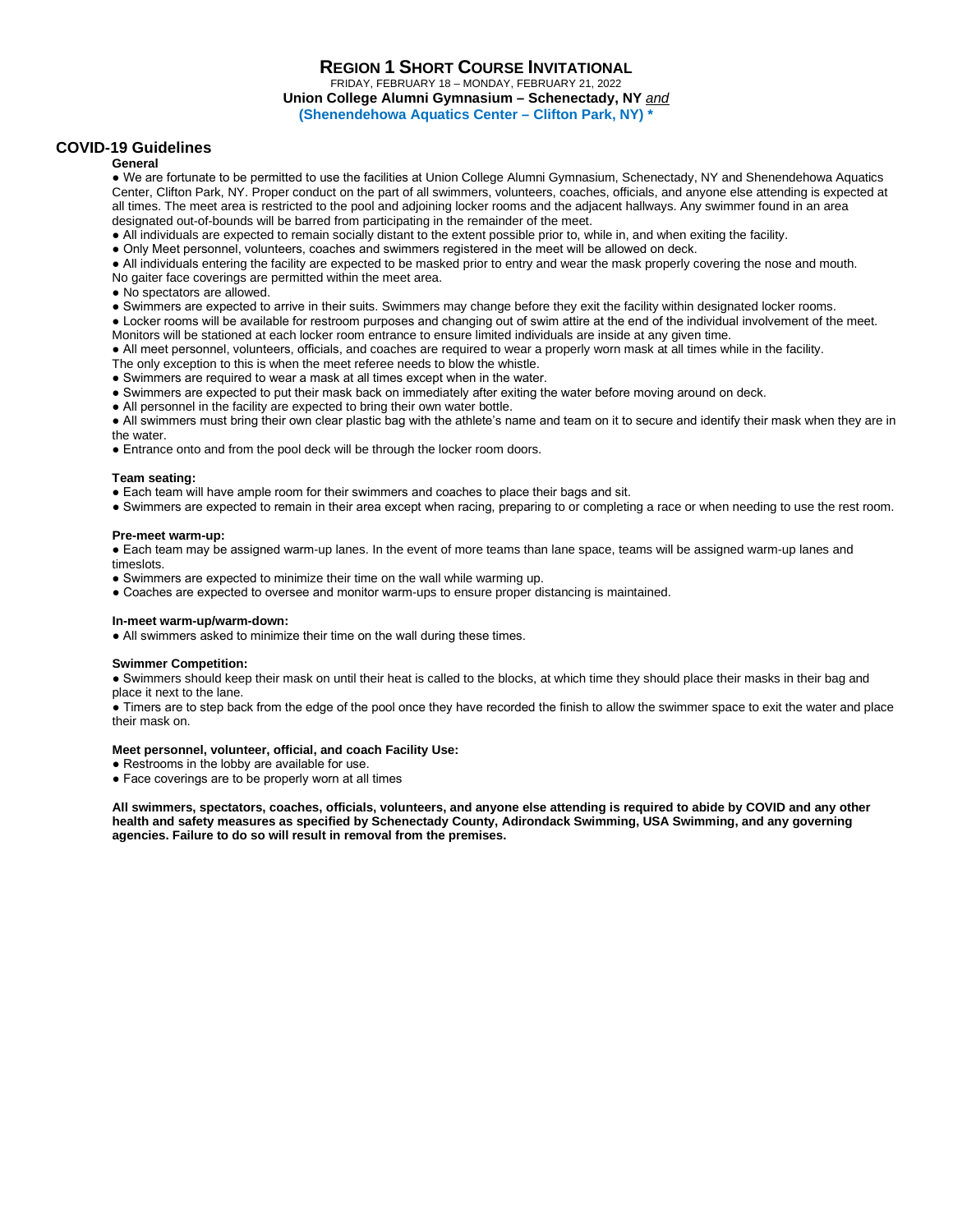# REGION 1 SHORT COURSE INVITATIONAL

FRIDAY, FEBRUARY 18 – MONDAY, FEBRUARY 21, 2022

**Union College Alumni Gymnasium – Schenectady, NY** *and*

**(Shenendehowa Aquatics Center – Clifton Park, NY) ***

## COVID-19 Guidelines

**General**

- We are fortunate to be permitted to use the facilities at Union College Alumni Gymnasium, Schenectady, NY and Shenendehowa Aquatics Center, Clifton Park, NY. Proper conduct on the part of all swimmers, volunteers, coaches, officials, and anyone else attending is expected at all times. The meet area is restricted to the pool and adjoining locker rooms and the adjacent hallways. Any swimmer found in an area designated out-of-bounds will be barred from participating in the remainder of the meet.
- All individuals are expected to remain socially distant to the extent possible prior to, while in, and when exiting the facility.
- Only Meet personnel, volunteers, coaches and swimmers registered in the meet will be allowed on deck.
- All individuals entering the facility are expected to be masked prior to entry and wear the mask properly covering the nose and mouth. No gaiter face coverings are permitted within the meet area.
- No spectators are allowed.
- Swimmers are expected to arrive in their suits. Swimmers may change before they exit the facility within designated locker rooms.
- Locker rooms will be available for restroom purposes and changing out of swim attire at the end of the individual involvement of the meet. Monitors will be stationed at each locker room entrance to ensure limited individuals are inside at any given time.
- All meet personnel, volunteers, officials, and coaches are required to wear a properly worn mask at all times while in the facility. The only exception to this is when the meet referee needs to blow the whistle.
- Swimmers are required to wear a mask at all times except when in the water.
- Swimmers are expected to put their mask back on immediately after exiting the water before moving around on deck.
- All personnel in the facility are expected to bring their own water bottle.
- All swimmers must bring their own clear plastic bag with the athlete's name and team on it to secure and identify their mask when they are in the water.
- Entrance onto and from the pool deck will be through the locker room doors.

**Team seating:**

- Each team will have ample room for their swimmers and coaches to place their bags and sit.
- Swimmers are expected to remain in their area except when racing, preparing to or completing a race or when needing to use the rest room.

**Pre-meet warm-up:**

- Each team may be assigned warm-up lanes. In the event of more teams than lane space, teams will be assigned warm-up lanes and timeslots.
- Swimmers are expected to minimize their time on the wall while warming up.
- Coaches are expected to oversee and monitor warm-ups to ensure proper distancing is maintained.

**In-meet warm-up/warm-down:**

- All swimmers asked to minimize their time on the wall during these times.

**Swimmer Competition:**

- Swimmers should keep their mask on until their heat is called to the blocks, at which time they should place their masks in their bag and place it next to the lane.
- Timers are to step back from the edge of the pool once they have recorded the finish to allow the swimmer space to exit the water and place their mask on.

**Meet personnel, volunteer, official, and coach Facility Use:**

- Restrooms in the lobby are available for use.
- Face coverings are to be properly worn at all times

**All swimmers, spectators, coaches, officials, volunteers, and anyone else attending is required to abide by COVID and any other health and safety measures as specified by Schenectady County, Adirondack Swimming, USA Swimming, and any governing agencies. Failure to do so will result in removal from the premises.**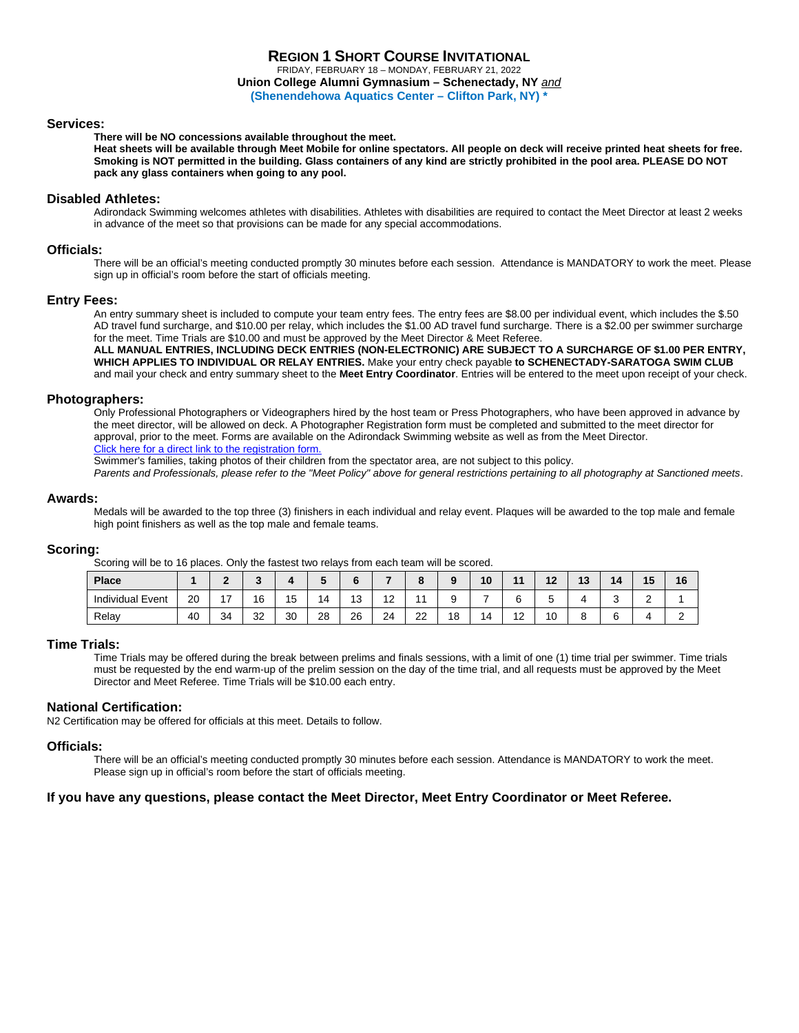# REGION 1 SHORT COURSE INVITATIONAL

FRIDAY, FEBRUARY 18 – MONDAY, FEBRUARY 21, 2022

**Union College Alumni Gymnasium – Schenectady, NY** *and*

**(Shenendehowa Aquatics Center – Clifton Park, NY) ***

## Services:

**There will be NO concessions available throughout the meet.**
**Heat sheets will be available through Meet Mobile for online spectators. All people on deck will receive printed heat sheets for free. Smoking is NOT permitted in the building. Glass containers of any kind are strictly prohibited in the pool area. PLEASE DO NOT pack any glass containers when going to any pool.**

## Disabled Athletes:

Adirondack Swimming welcomes athletes with disabilities. Athletes with disabilities are required to contact the Meet Director at least 2 weeks in advance of the meet so that provisions can be made for any special accommodations.

## Officials:

There will be an official's meeting conducted promptly 30 minutes before each session. Attendance is MANDATORY to work the meet. Please sign up in official's room before the start of officials meeting.

## Entry Fees:

An entry summary sheet is included to compute your team entry fees. The entry fees are $8.00 per individual event, which includes the $.50 AD travel fund surcharge, and $10.00 per relay, which includes the $1.00 AD travel fund surcharge. There is a $2.00 per swimmer surcharge for the meet. Time Trials are $10.00 and must be approved by the Meet Director & Meet Referee.
**ALL MANUAL ENTRIES, INCLUDING DECK ENTRIES (NON-ELECTRONIC) ARE SUBJECT TO A SURCHARGE OF $1.00 PER ENTRY, WHICH APPLIES TO INDIVIDUAL OR RELAY ENTRIES.** Make your entry check payable **to SCHENECTADY-SARATOGA SWIM CLUB** and mail your check and entry summary sheet to the **Meet Entry Coordinator**. Entries will be entered to the meet upon receipt of your check.

## Photographers:

Only Professional Photographers or Videographers hired by the host team or Press Photographers, who have been approved in advance by the meet director, will be allowed on deck. A Photographer Registration form must be completed and submitted to the meet director for approval, prior to the meet. Forms are available on the Adirondack Swimming website as well as from the Meet Director.
Click here for a direct link to the registration form.
Swimmer's families, taking photos of their children from the spectator area, are not subject to this policy.
*Parents and Professionals, please refer to the "Meet Policy" above for general restrictions pertaining to all photography at Sanctioned meets*.

## Awards:

Medals will be awarded to the top three (3) finishers in each individual and relay event. Plaques will be awarded to the top male and female high point finishers as well as the top male and female teams.

## Scoring:

Scoring will be to 16 places. Only the fastest two relays from each team will be scored.

| Place | 1 | 2 | 3 | 4 | 5 | 6 | 7 | 8 | 9 | 10 | 11 | 12 | 13 | 14 | 15 | 16 |
|---|---|---|---|---|---|---|---|---|---|---|---|---|---|---|---|---|
| Individual Event | 20 | 17 | 16 | 15 | 14 | 13 | 12 | 11 | 9 | 7 | 6 | 5 | 4 | 3 | 2 | 1 |
| Relay | 40 | 34 | 32 | 30 | 28 | 26 | 24 | 22 | 18 | 14 | 12 | 10 | 8 | 6 | 4 | 2 |

## Time Trials:

Time Trials may be offered during the break between prelims and finals sessions, with a limit of one (1) time trial per swimmer. Time trials must be requested by the end warm-up of the prelim session on the day of the time trial, and all requests must be approved by the Meet Director and Meet Referee. Time Trials will be $10.00 each entry.

## National Certification:

N2 Certification may be offered for officials at this meet. Details to follow.

## Officials:

There will be an official's meeting conducted promptly 30 minutes before each session. Attendance is MANDATORY to work the meet. Please sign up in official's room before the start of officials meeting.

**If you have any questions, please contact the Meet Director, Meet Entry Coordinator or Meet Referee.**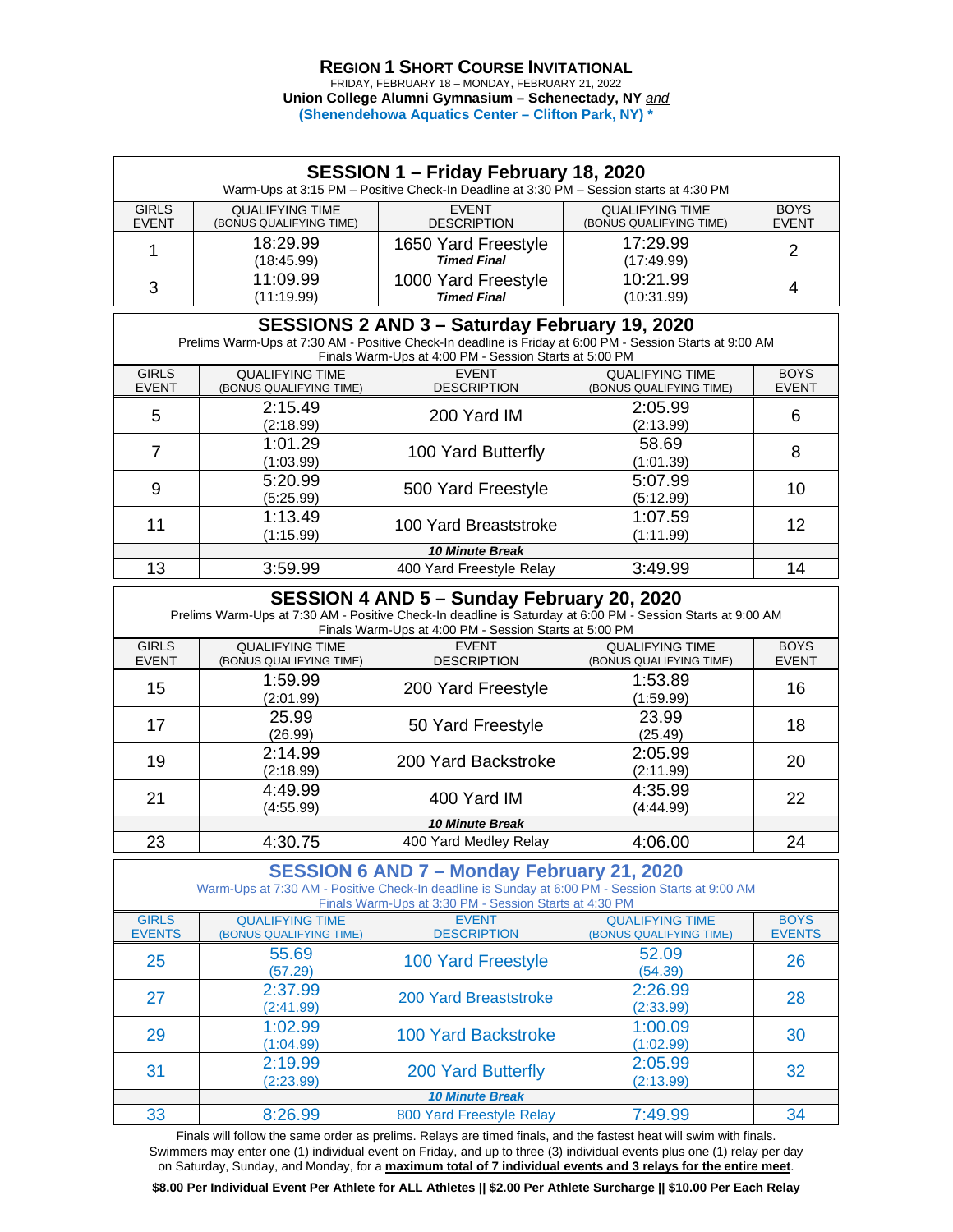# REGION 1 SHORT COURSE INVITATIONAL

FRIDAY, FEBRUARY 18 – MONDAY, FEBRUARY 21, 2022

**Union College Alumni Gymnasium – Schenectady, NY** *and*

**(Shenendehowa Aquatics Center – Clifton Park, NY) \***

## SESSION 1 – Friday February 18, 2020

Warm-Ups at 3:15 PM – Positive Check-In Deadline at 3:30 PM – Session starts at 4:30 PM

| GIRLS EVENT | QUALIFYING TIME (BONUS QUALIFYING TIME) | EVENT DESCRIPTION | QUALIFYING TIME (BONUS QUALIFYING TIME) | BOYS EVENT |
|---|---|---|---|---|
| 1 | 18:29.99 (18:45.99) | 1650 Yard Freestyle ***Timed Final*** | 17:29.99 (17:49.99) | 2 |
| 3 | 11:09.99 (11:19.99) | 1000 Yard Freestyle ***Timed Final*** | 10:21.99 (10:31.99) | 4 |

## SESSIONS 2 AND 3 – Saturday February 19, 2020

Prelims Warm-Ups at 7:30 AM - Positive Check-In deadline is Friday at 6:00 PM - Session Starts at 9:00 AM

Finals Warm-Ups at 4:00 PM - Session Starts at 5:00 PM

| GIRLS EVENT | QUALIFYING TIME (BONUS QUALIFYING TIME) | EVENT DESCRIPTION | QUALIFYING TIME (BONUS QUALIFYING TIME) | BOYS EVENT |
|---|---|---|---|---|
| 5 | 2:15.49 (2:18.99) | 200 Yard IM | 2:05.99 (2:13.99) | 6 |
| 7 | 1:01.29 (1:03.99) | 100 Yard Butterfly | 58.69 (1:01.39) | 8 |
| 9 | 5:20.99 (5:25.99) | 500 Yard Freestyle | 5:07.99 (5:12.99) | 10 |
| 11 | 1:13.49 (1:15.99) | 100 Yard Breaststroke | 1:07.59 (1:11.99) | 12 |
| | | ***10 Minute Break*** | | |
| 13 | 3:59.99 | 400 Yard Freestyle Relay | 3:49.99 | 14 |

## SESSION 4 AND 5 – Sunday February 20, 2020

Prelims Warm-Ups at 7:30 AM - Positive Check-In deadline is Saturday at 6:00 PM - Session Starts at 9:00 AM

Finals Warm-Ups at 4:00 PM - Session Starts at 5:00 PM

| GIRLS EVENT | QUALIFYING TIME (BONUS QUALIFYING TIME) | EVENT DESCRIPTION | QUALIFYING TIME (BONUS QUALIFYING TIME) | BOYS EVENT |
|---|---|---|---|---|
| 15 | 1:59.99 (2:01.99) | 200 Yard Freestyle | 1:53.89 (1:59.99) | 16 |
| 17 | 25.99 (26.99) | 50 Yard Freestyle | 23.99 (25.49) | 18 |
| 19 | 2:14.99 (2:18.99) | 200 Yard Backstroke | 2:05.99 (2:11.99) | 20 |
| 21 | 4:49.99 (4:55.99) | 400 Yard IM | 4:35.99 (4:44.99) | 22 |
| | | ***10 Minute Break*** | | |
| 23 | 4:30.75 | 400 Yard Medley Relay | 4:06.00 | 24 |

## SESSION 6 AND 7 – Monday February 21, 2020

Warm-Ups at 7:30 AM - Positive Check-In deadline is Sunday at 6:00 PM - Session Starts at 9:00 AM

Finals Warm-Ups at 3:30 PM - Session Starts at 4:30 PM

| GIRLS EVENTS | QUALIFYING TIME (BONUS QUALIFYING TIME) | EVENT DESCRIPTION | QUALIFYING TIME (BONUS QUALIFYING TIME) | BOYS EVENTS |
|---|---|---|---|---|
| 25 | 55.69 (57.29) | 100 Yard Freestyle | 52.09 (54.39) | 26 |
| 27 | 2:37.99 (2:41.99) | 200 Yard Breaststroke | 2:26.99 (2:33.99) | 28 |
| 29 | 1:02.99 (1:04.99) | 100 Yard Backstroke | 1:00.09 (1:02.99) | 30 |
| 31 | 2:19.99 (2:23.99) | 200 Yard Butterfly | 2:05.99 (2:13.99) | 32 |
| | | ***10 Minute Break*** | | |
| 33 | 8:26.99 | 800 Yard Freestyle Relay | 7:49.99 | 34 |

Finals will follow the same order as prelims. Relays are timed finals, and the fastest heat will swim with finals. Swimmers may enter one (1) individual event on Friday, and up to three (3) individual events plus one (1) relay per day on Saturday, Sunday, and Monday, for a **maximum total of 7 individual events and 3 relays for the entire meet**.

**$8.00 Per Individual Event Per Athlete for ALL Athletes || $2.00 Per Athlete Surcharge || $10.00 Per Each Relay**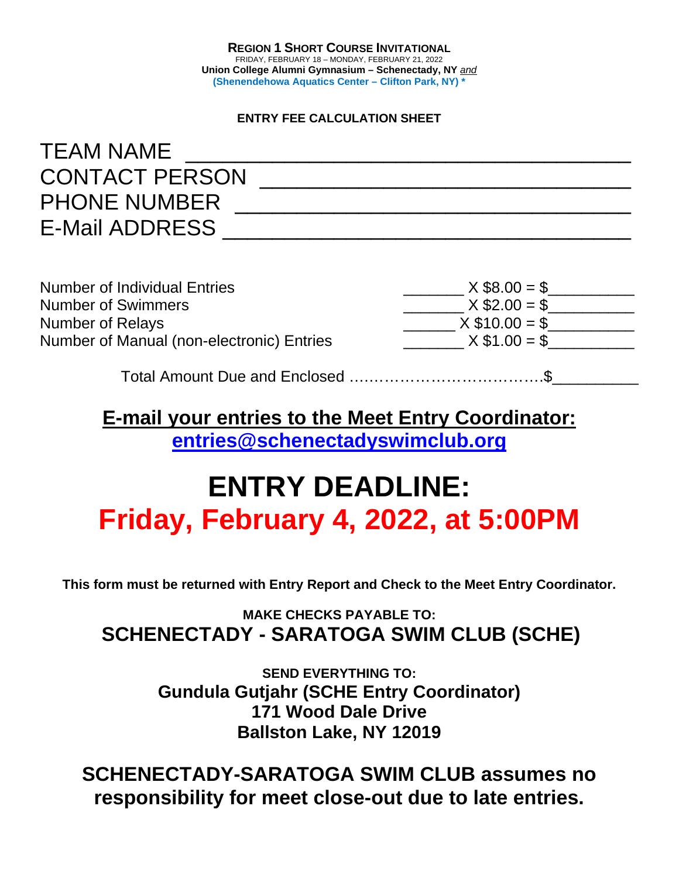**REGION 1 SHORT COURSE INVITATIONAL**
FRIDAY, FEBRUARY 18 – MONDAY, FEBRUARY 21, 2022
**Union College Alumni Gymnasium – Schenectady, NY** *and*
**(Shenendehowa Aquatics Center – Clifton Park, NY) ***

**ENTRY FEE CALCULATION SHEET**

TEAM NAME ___________________________________
CONTACT PERSON ______________________________
PHONE NUMBER ________________________________
E-Mail ADDRESS _______________________________

| | |
|---|---|
| Number of Individual Entries | _______ X $8.00 = $__________ |
| Number of Swimmers | _______ X $2.00 = $__________ |
| Number of Relays | ______ X $10.00 = $__________ |
| Number of Manual (non-electronic) Entries | _______ X $1.00 = $__________ |

Total Amount Due and Enclosed ……………………………….$__________

**E-mail your entries to the Meet Entry Coordinator:**
**entries@schenectadyswimclub.org**

# ENTRY DEADLINE:
# Friday, February 4, 2022, at 5:00PM

**This form must be returned with Entry Report and Check to the Meet Entry Coordinator.**

**MAKE CHECKS PAYABLE TO:**
**SCHENECTADY - SARATOGA SWIM CLUB (SCHE)**

**SEND EVERYTHING TO:**
**Gundula Gutjahr (SCHE Entry Coordinator)**
**171 Wood Dale Drive**
**Ballston Lake, NY 12019**

**SCHENECTADY-SARATOGA SWIM CLUB assumes no responsibility for meet close-out due to late entries.**